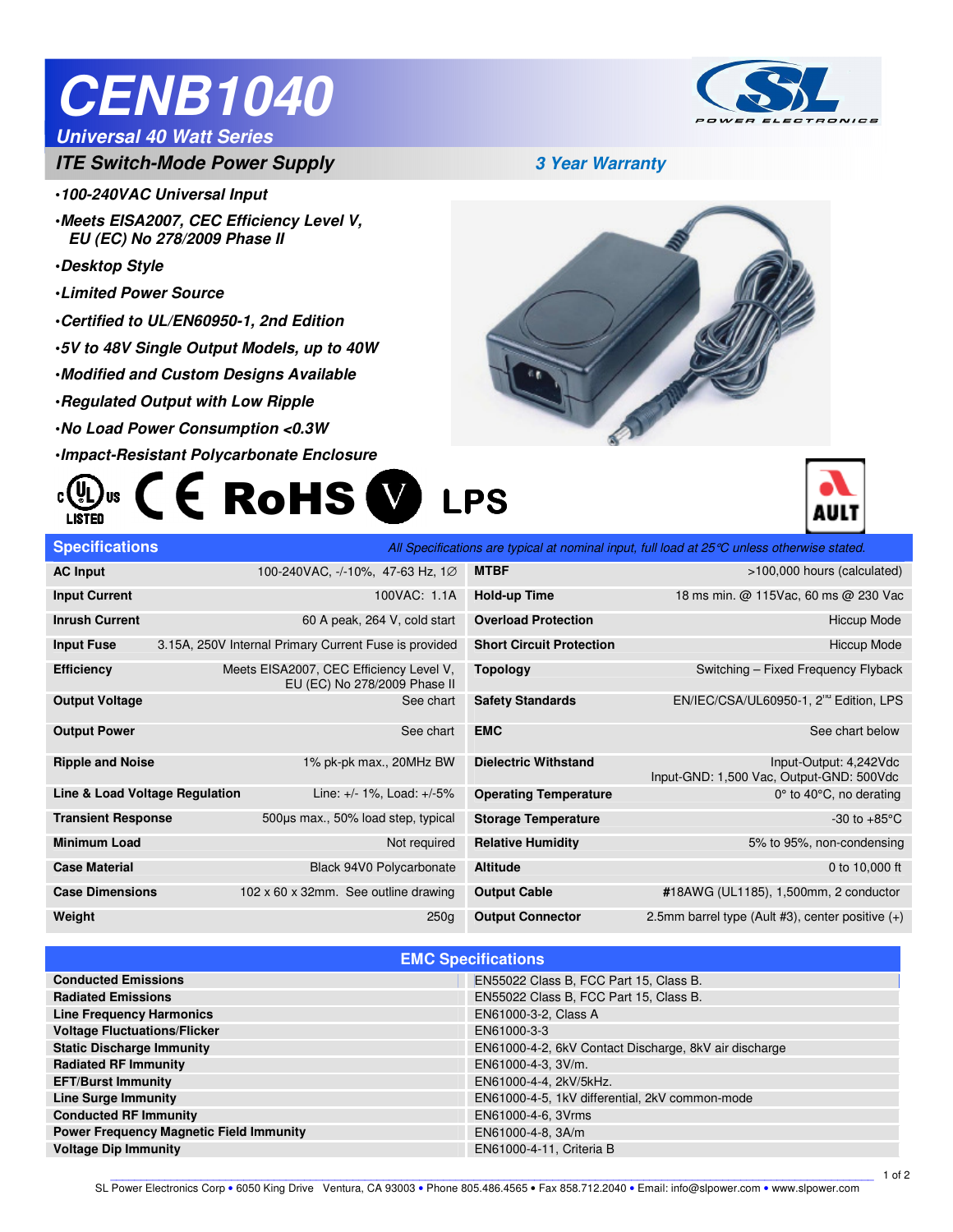# CENB1040

## Universal 40 Watt Series

### ITE Switch-Mode Power Supply

**3 Year Warranty**

- 100-240VAC Universal Input
- Meets EISA2007, CEC Efficiency Level V, EU (EC) No 278/2009 Phase II
- Desktop Style
- Limited Power Source
- Certified to UL/EN60950-1, 2nd Edition
- 5V to 48V Single Output Models, up to 40W
- Modified and Custom Designs Available
- Regulated Output with Low Ripple
- No Load Power Consumption <0.3W
- Impact-Resistant Polycarbonate Enclosure

## Specifications

*All Specifications are typical at nominal input, full load at 25°C unless otherwise stated.*

| | | | |
|---|---|---|---|
| **AC Input** | 100-240VAC, -/-10%, 47-63 Hz, 1∅ | **MTBF** | >100,000 hours (calculated) |
| **Input Current** | 100VAC: 1.1A | **Hold-up Time** | 18 ms min. @ 115Vac, 60 ms @ 230 Vac |
| **Inrush Current** | 60 A peak, 264 V, cold start | **Overload Protection** | Hiccup Mode |
| **Input Fuse** | 3.15A, 250V Internal Primary Current Fuse is provided | **Short Circuit Protection** | Hiccup Mode |
| **Efficiency** | Meets EISA2007, CEC Efficiency Level V, EU (EC) No 278/2009 Phase II | **Topology** | Switching – Fixed Frequency Flyback |
| **Output Voltage** | See chart | **Safety Standards** | EN/IEC/CSA/UL60950-1, 2nd Edition, LPS |
| **Output Power** | See chart | **EMC** | See chart below |
| **Ripple and Noise** | 1% pk-pk max., 20MHz BW | **Dielectric Withstand** | Input-Output: 4,242Vdc Input-GND: 1,500 Vac, Output-GND: 500Vdc |
| **Line & Load Voltage Regulation** | Line: +/- 1%, Load: +/-5% | **Operating Temperature** | 0° to 40°C, no derating |
| **Transient Response** | 500µs max., 50% load step, typical | **Storage Temperature** | -30 to +85°C |
| **Minimum Load** | Not required | **Relative Humidity** | 5% to 95%, non-condensing |
| **Case Material** | Black 94V0 Polycarbonate | **Altitude** | 0 to 10,000 ft |
| **Case Dimensions** | 102 x 60 x 32mm. See outline drawing | **Output Cable** | #18AWG (UL1185), 1,500mm, 2 conductor |
| **Weight** | 250g | **Output Connector** | 2.5mm barrel type (Ault #3), center positive (+) |

## EMC Specifications

| | |
|---|---|
| **Conducted Emissions** | EN55022 Class B, FCC Part 15, Class B. |
| **Radiated Emissions** | EN55022 Class B, FCC Part 15, Class B. |
| **Line Frequency Harmonics** | EN61000-3-2, Class A |
| **Voltage Fluctuations/Flicker** | EN61000-3-3 |
| **Static Discharge Immunity** | EN61000-4-2, 6kV Contact Discharge, 8kV air discharge |
| **Radiated RF Immunity** | EN61000-4-3, 3V/m. |
| **EFT/Burst Immunity** | EN61000-4-4, 2kV/5kHz. |
| **Line Surge Immunity** | EN61000-4-5, 1kV differential, 2kV common-mode |
| **Conducted RF Immunity** | EN61000-4-6, 3Vrms |
| **Power Frequency Magnetic Field Immunity** | EN61000-4-8, 3A/m |
| **Voltage Dip Immunity** | EN61000-4-11, Criteria B |

SL Power Electronics Corp • 6050 King Drive Ventura, CA 93003 • Phone 805.486.4565 • Fax 858.712.2040 • Email: info@slpower.com • www.slpower.com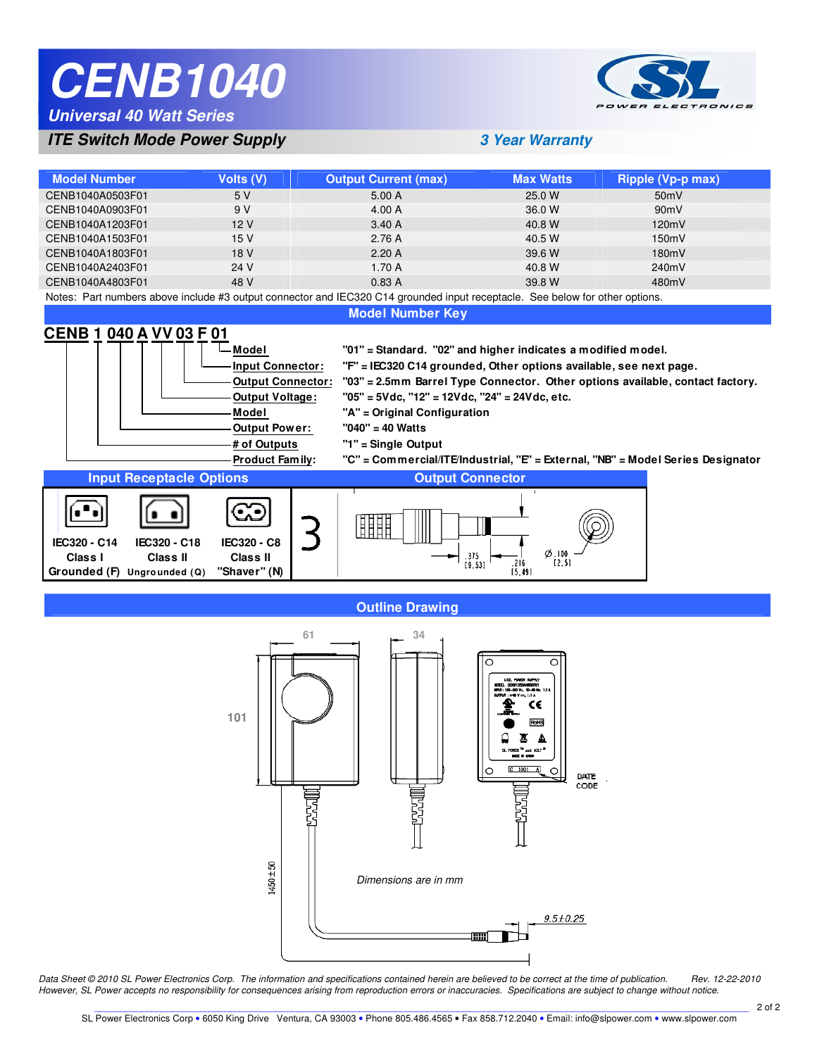# CENB1040

### Universal 40 Watt Series

### ITE Switch Mode Power Supply

**3 Year Warranty**

| Model Number | Volts (V) | Output Current (max) | Max Watts | Ripple (Vp-p max) |
|---|---|---|---|---|
| CENB1040A0503F01 | 5 V | 5.00 A | 25.0 W | 50mV |
| CENB1040A0903F01 | 9 V | 4.00 A | 36.0 W | 90mV |
| CENB1040A1203F01 | 12 V | 3.40 A | 40.8 W | 120mV |
| CENB1040A1503F01 | 15 V | 2.76 A | 40.5 W | 150mV |
| CENB1040A1803F01 | 18 V | 2.20 A | 39.6 W | 180mV |
| CENB1040A2403F01 | 24 V | 1.70 A | 40.8 W | 240mV |
| CENB1040A4803F01 | 48 V | 0.83 A | 39.8 W | 480mV |

Notes: Part numbers above include #3 output connector and IEC320 C14 grounded input receptacle. See below for other options.

## Model Number Key

**CENB 1 040 A VV 03 F 01**

- **Model**: "01" = Standard. "02" and higher indicates a modified model.
- **Input Connector:** "F" = IEC320 C14 grounded, Other options available, see next page.
- **Output Connector:** "03" = 2.5mm Barrel Type Connector. Other options available, contact factory.
- **Output Voltage:** "05" = 5Vdc, "12" = 12Vdc, "24" = 24Vdc, etc.
- **Model**: "A" = Original Configuration
- **Output Power:** "040" = 40 Watts
- **# of Outputs**: "1" = Single Output
- **Product Family:** "C" = Commercial/ITE/Industrial, "E" = External, "NB" = Model Series Designator

## Input Receptacle Options

| IEC320 - C14 | IEC320 - C18 | IEC320 - C8 |
|---|---|---|
| Class I | Class II | Class II |
| Grounded (F) | Ungrounded (Q) | "Shaver" (N) |

## Output Connector

3

.375 [9,53]

.216 [5,49]

Ø .100 [2,5]

## Outline Drawing

61

34

101

DATE CODE

1450±50

*Dimensions are in mm*

9.5±0.25

*Data Sheet © 2010 SL Power Electronics Corp. The information and specifications contained herein are believed to be correct at the time of publication. Rev. 12-22-2010*
*However, SL Power accepts no responsibility for consequences arising from reproduction errors or inaccuracies. Specifications are subject to change without notice.*

SL Power Electronics Corp • 6050 King Drive Ventura, CA 93003 • Phone 805.486.4565 • Fax 858.712.2040 • Email: info@slpower.com • www.slpower.com